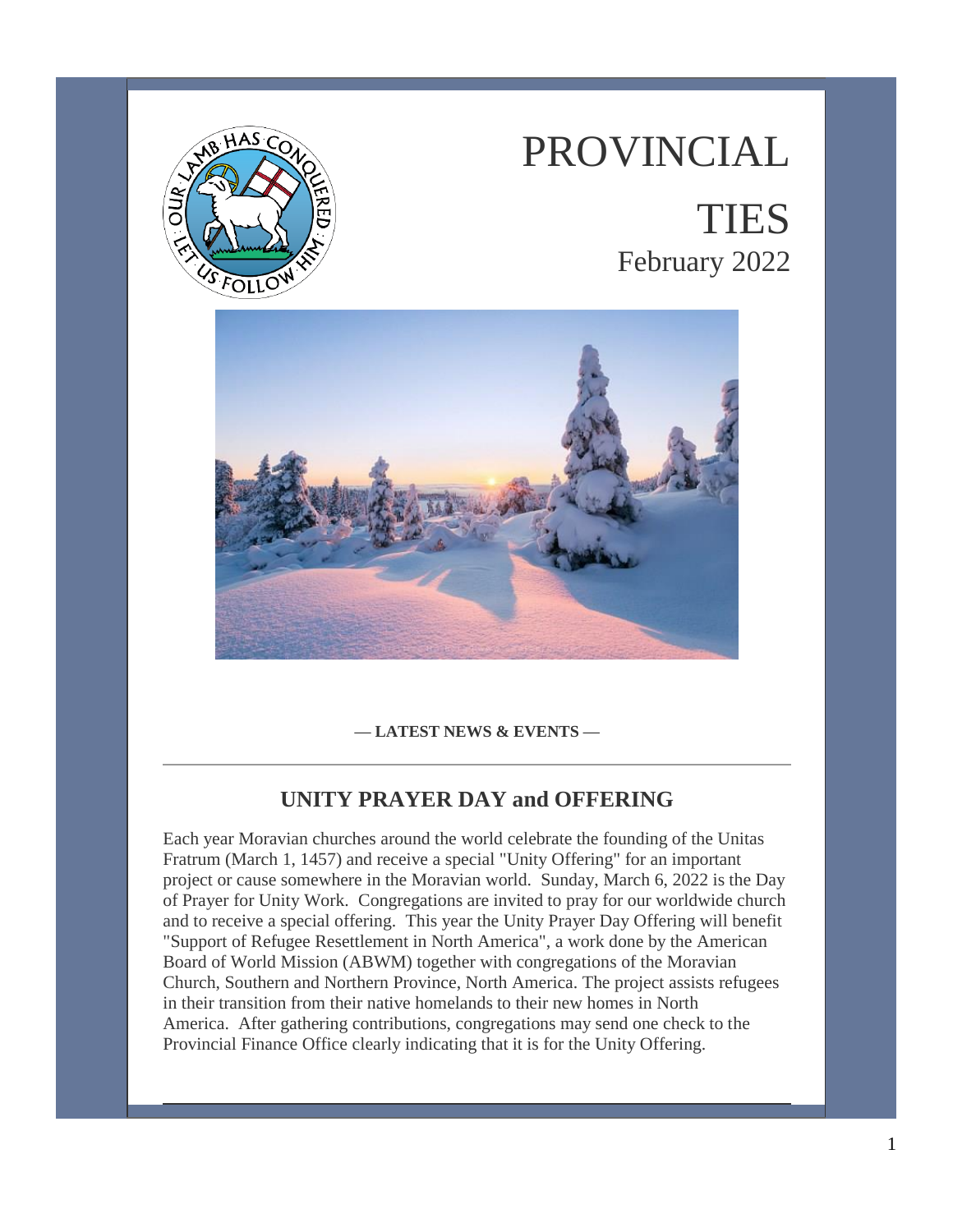# PROVINCIAL TIES

February 2022

**— LATEST NEWS & EVENTS —**

## UNITY PRAYER DAY and OFFERING

Each year Moravian churches around the world celebrate the founding of the Unitas Fratrum (March 1, 1457) and receive a special "Unity Offering" for an important project or cause somewhere in the Moravian world. Sunday, March 6, 2022 is the Day of Prayer for Unity Work. Congregations are invited to pray for our worldwide church and to receive a special offering. This year the Unity Prayer Day Offering will benefit "Support of Refugee Resettlement in North America", a work done by the American Board of World Mission (ABWM) together with congregations of the Moravian Church, Southern and Northern Province, North America. The project assists refugees in their transition from their native homelands to their new homes in North America. After gathering contributions, congregations may send one check to the Provincial Finance Office clearly indicating that it is for the Unity Offering.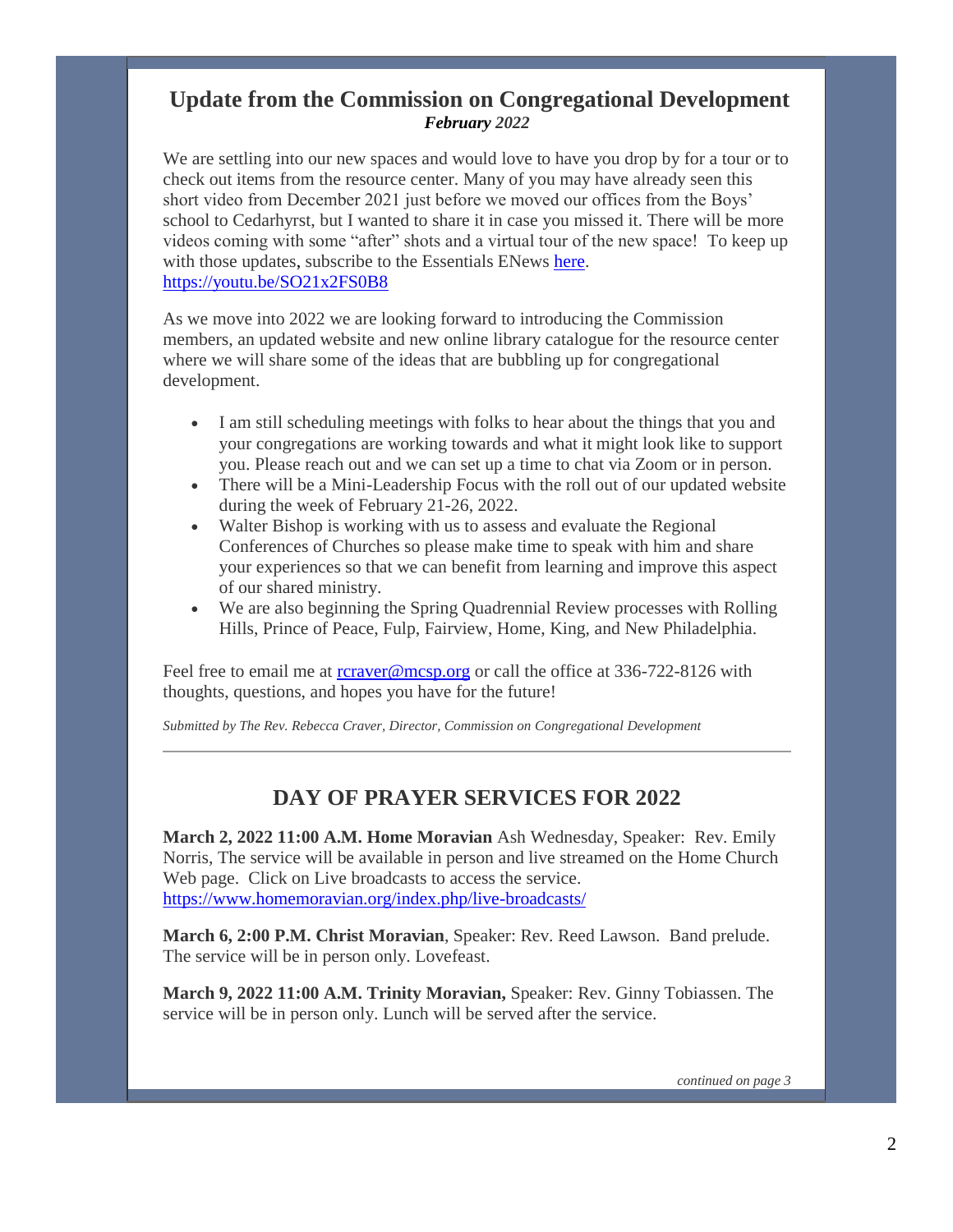## Update from the Commission on Congregational Development

***February 2022***

We are settling into our new spaces and would love to have you drop by for a tour or to check out items from the resource center. Many of you may have already seen this short video from December 2021 just before we moved our offices from the Boys' school to Cedarhyrst, but I wanted to share it in case you missed it. There will be more videos coming with some "after" shots and a virtual tour of the new space! To keep up with those updates, subscribe to the Essentials ENews here.
https://youtu.be/SO21x2FS0B8

As we move into 2022 we are looking forward to introducing the Commission members, an updated website and new online library catalogue for the resource center where we will share some of the ideas that are bubbling up for congregational development.

- I am still scheduling meetings with folks to hear about the things that you and your congregations are working towards and what it might look like to support you. Please reach out and we can set up a time to chat via Zoom or in person.
- There will be a Mini-Leadership Focus with the roll out of our updated website during the week of February 21-26, 2022.
- Walter Bishop is working with us to assess and evaluate the Regional Conferences of Churches so please make time to speak with him and share your experiences so that we can benefit from learning and improve this aspect of our shared ministry.
- We are also beginning the Spring Quadrennial Review processes with Rolling Hills, Prince of Peace, Fulp, Fairview, Home, King, and New Philadelphia.

Feel free to email me at rcraver@mcsp.org or call the office at 336-722-8126 with thoughts, questions, and hopes you have for the future!

*Submitted by The Rev. Rebecca Craver, Director, Commission on Congregational Development*

---

## DAY OF PRAYER SERVICES FOR 2022

**March 2, 2022 11:00 A.M. Home Moravian** Ash Wednesday, Speaker: Rev. Emily Norris, The service will be available in person and live streamed on the Home Church Web page. Click on Live broadcasts to access the service.
https://www.homemoravian.org/index.php/live-broadcasts/

**March 6, 2:00 P.M. Christ Moravian**, Speaker: Rev. Reed Lawson. Band prelude. The service will be in person only. Lovefeast.

**March 9, 2022 11:00 A.M. Trinity Moravian,** Speaker: Rev. Ginny Tobiassen. The service will be in person only. Lunch will be served after the service.

*continued on page 3*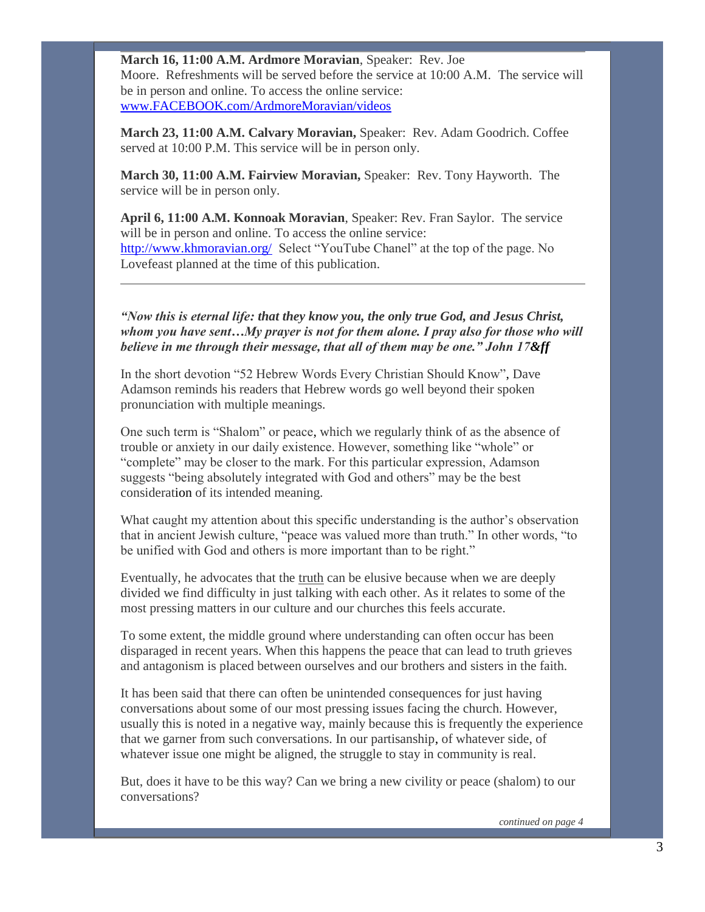**March 16, 11:00 A.M. Ardmore Moravian**, Speaker: Rev. Joe Moore. Refreshments will be served before the service at 10:00 A.M. The service will be in person and online. To access the online service: [www.FACEBOOK.com/ArdmoreMoravian/videos](www.FACEBOOK.com/ArdmoreMoravian/videos)

**March 23, 11:00 A.M. Calvary Moravian,** Speaker: Rev. Adam Goodrich. Coffee served at 10:00 P.M. This service will be in person only.

**March 30, 11:00 A.M. Fairview Moravian,** Speaker: Rev. Tony Hayworth. The service will be in person only.

**April 6, 11:00 A.M. Konnoak Moravian**, Speaker: Rev. Fran Saylor. The service will be in person and online. To access the online service: [http://www.khmoravian.org/](http://www.khmoravian.org/) Select "YouTube Chanel" at the top of the page. No Lovefeast planned at the time of this publication.

---

***"Now this is eternal life: that they know you, the only true God, and Jesus Christ, whom you have sent…My prayer is not for them alone. I pray also for those who will believe in me through their message, that all of them may be one." John 17&ff***

In the short devotion "52 Hebrew Words Every Christian Should Know", Dave Adamson reminds his readers that Hebrew words go well beyond their spoken pronunciation with multiple meanings.

One such term is "Shalom" or peace, which we regularly think of as the absence of trouble or anxiety in our daily existence. However, something like "whole" or "complete" may be closer to the mark. For this particular expression, Adamson suggests "being absolutely integrated with God and others" may be the best consideration of its intended meaning.

What caught my attention about this specific understanding is the author's observation that in ancient Jewish culture, "peace was valued more than truth." In other words, "to be unified with God and others is more important than to be right."

Eventually, he advocates that the truth can be elusive because when we are deeply divided we find difficulty in just talking with each other. As it relates to some of the most pressing matters in our culture and our churches this feels accurate.

To some extent, the middle ground where understanding can often occur has been disparaged in recent years. When this happens the peace that can lead to truth grieves and antagonism is placed between ourselves and our brothers and sisters in the faith.

It has been said that there can often be unintended consequences for just having conversations about some of our most pressing issues facing the church. However, usually this is noted in a negative way, mainly because this is frequently the experience that we garner from such conversations. In our partisanship, of whatever side, of whatever issue one might be aligned, the struggle to stay in community is real.

But, does it have to be this way? Can we bring a new civility or peace (shalom) to our conversations?

*continued on page 4*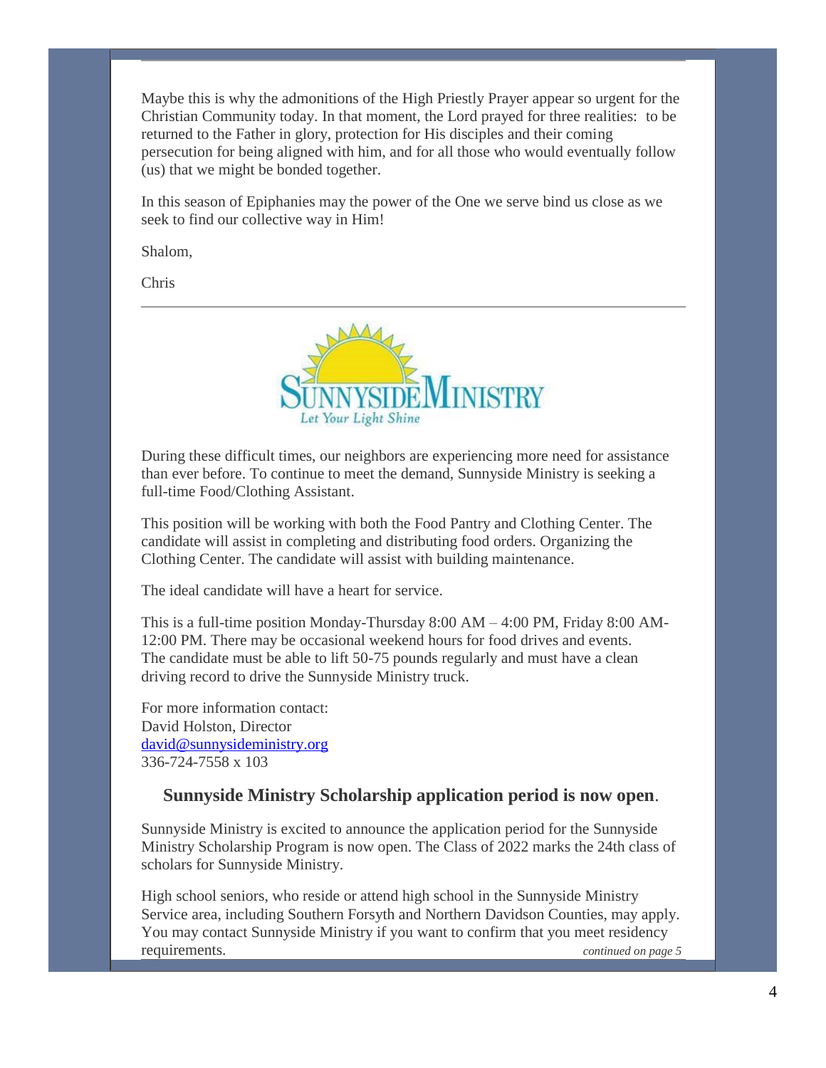Maybe this is why the admonitions of the High Priestly Prayer appear so urgent for the Christian Community today. In that moment, the Lord prayed for three realities: to be returned to the Father in glory, protection for His disciples and their coming persecution for being aligned with him, and for all those who would eventually follow (us) that we might be bonded together.

In this season of Epiphanies may the power of the One we serve bind us close as we seek to find our collective way in Him!

Shalom,

Chris

---

SUNNYSIDE MINISTRY
*Let Your Light Shine*

During these difficult times, our neighbors are experiencing more need for assistance than ever before. To continue to meet the demand, Sunnyside Ministry is seeking a full-time Food/Clothing Assistant.

This position will be working with both the Food Pantry and Clothing Center. The candidate will assist in completing and distributing food orders. Organizing the Clothing Center. The candidate will assist with building maintenance.

The ideal candidate will have a heart for service.

This is a full-time position Monday-Thursday 8:00 AM – 4:00 PM, Friday 8:00 AM-12:00 PM. There may be occasional weekend hours for food drives and events. The candidate must be able to lift 50-75 pounds regularly and must have a clean driving record to drive the Sunnyside Ministry truck.

For more information contact:
David Holston, Director
[david@sunnysideministry.org](mailto:david@sunnysideministry.org)
336-724-7558 x 103

## Sunnyside Ministry Scholarship application period is now open.

Sunnyside Ministry is excited to announce the application period for the Sunnyside Ministry Scholarship Program is now open. The Class of 2022 marks the 24th class of scholars for Sunnyside Ministry.

High school seniors, who reside or attend high school in the Sunnyside Ministry Service area, including Southern Forsyth and Northern Davidson Counties, may apply. You may contact Sunnyside Ministry if you want to confirm that you meet residency requirements.

*continued on page 5*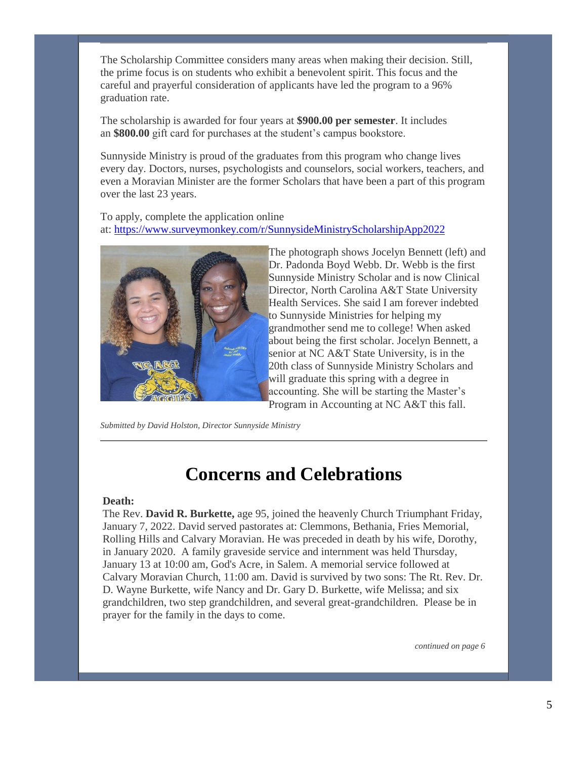The Scholarship Committee considers many areas when making their decision. Still, the prime focus is on students who exhibit a benevolent spirit. This focus and the careful and prayerful consideration of applicants have led the program to a 96% graduation rate.

The scholarship is awarded for four years at **$900.00 per semester**. It includes an **$800.00** gift card for purchases at the student's campus bookstore.

Sunnyside Ministry is proud of the graduates from this program who change lives every day. Doctors, nurses, psychologists and counselors, social workers, teachers, and even a Moravian Minister are the former Scholars that have been a part of this program over the last 23 years.

To apply, complete the application online at: https://www.surveymonkey.com/r/SunnysideMinistryScholarshipApp2022

The photograph shows Jocelyn Bennett (left) and Dr. Padonda Boyd Webb. Dr. Webb is the first Sunnyside Ministry Scholar and is now Clinical Director, North Carolina A&T State University Health Services. She said I am forever indebted to Sunnyside Ministries for helping my grandmother send me to college! When asked about being the first scholar. Jocelyn Bennett, a senior at NC A&T State University, is in the 20th class of Sunnyside Ministry Scholars and will graduate this spring with a degree in accounting. She will be starting the Master's Program in Accounting at NC A&T this fall.

*Submitted by David Holston, Director Sunnyside Ministry*

---

# Concerns and Celebrations

**Death:**

The Rev. **David R. Burkette,** age 95, joined the heavenly Church Triumphant Friday, January 7, 2022. David served pastorates at: Clemmons, Bethania, Fries Memorial, Rolling Hills and Calvary Moravian. He was preceded in death by his wife, Dorothy, in January 2020. A family graveside service and internment was held Thursday, January 13 at 10:00 am, God's Acre, in Salem. A memorial service followed at Calvary Moravian Church, 11:00 am. David is survived by two sons: The Rt. Rev. Dr. D. Wayne Burkette, wife Nancy and Dr. Gary D. Burkette, wife Melissa; and six grandchildren, two step grandchildren, and several great-grandchildren. Please be in prayer for the family in the days to come.

*continued on page 6*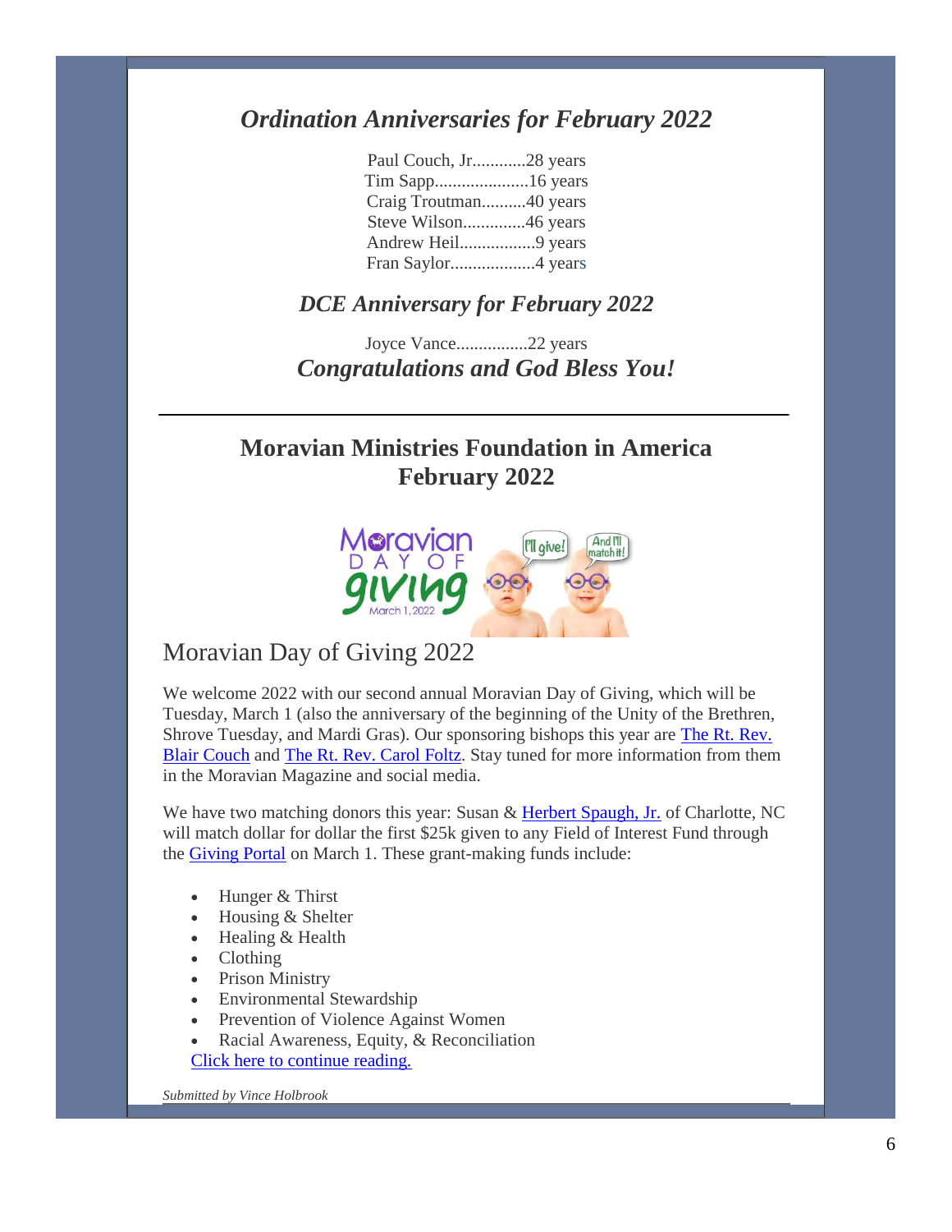## *Ordination Anniversaries for February 2022*

Paul Couch, Jr............28 years
Tim Sapp.....................16 years
Craig Troutman..........40 years
Steve Wilson..............46 years
Andrew Heil.................9 years
Fran Saylor...................4 years

## *DCE Anniversary for February 2022*

Joyce Vance................22 years

***Congratulations and God Bless You!***

---

## Moravian Ministries Foundation in America February 2022

# Moravian Day of Giving 2022

We welcome 2022 with our second annual Moravian Day of Giving, which will be Tuesday, March 1 (also the anniversary of the beginning of the Unity of the Brethren, Shrove Tuesday, and Mardi Gras). Our sponsoring bishops this year are The Rt. Rev. Blair Couch and The Rt. Rev. Carol Foltz. Stay tuned for more information from them in the Moravian Magazine and social media.

We have two matching donors this year: Susan & Herbert Spaugh, Jr. of Charlotte, NC will match dollar for dollar the first $25k given to any Field of Interest Fund through the Giving Portal on March 1. These grant-making funds include:

- Hunger & Thirst
- Housing & Shelter
- Healing & Health
- Clothing
- Prison Ministry
- Environmental Stewardship
- Prevention of Violence Against Women
- Racial Awareness, Equity, & Reconciliation

Click here to continue reading.

*Submitted by Vince Holbrook*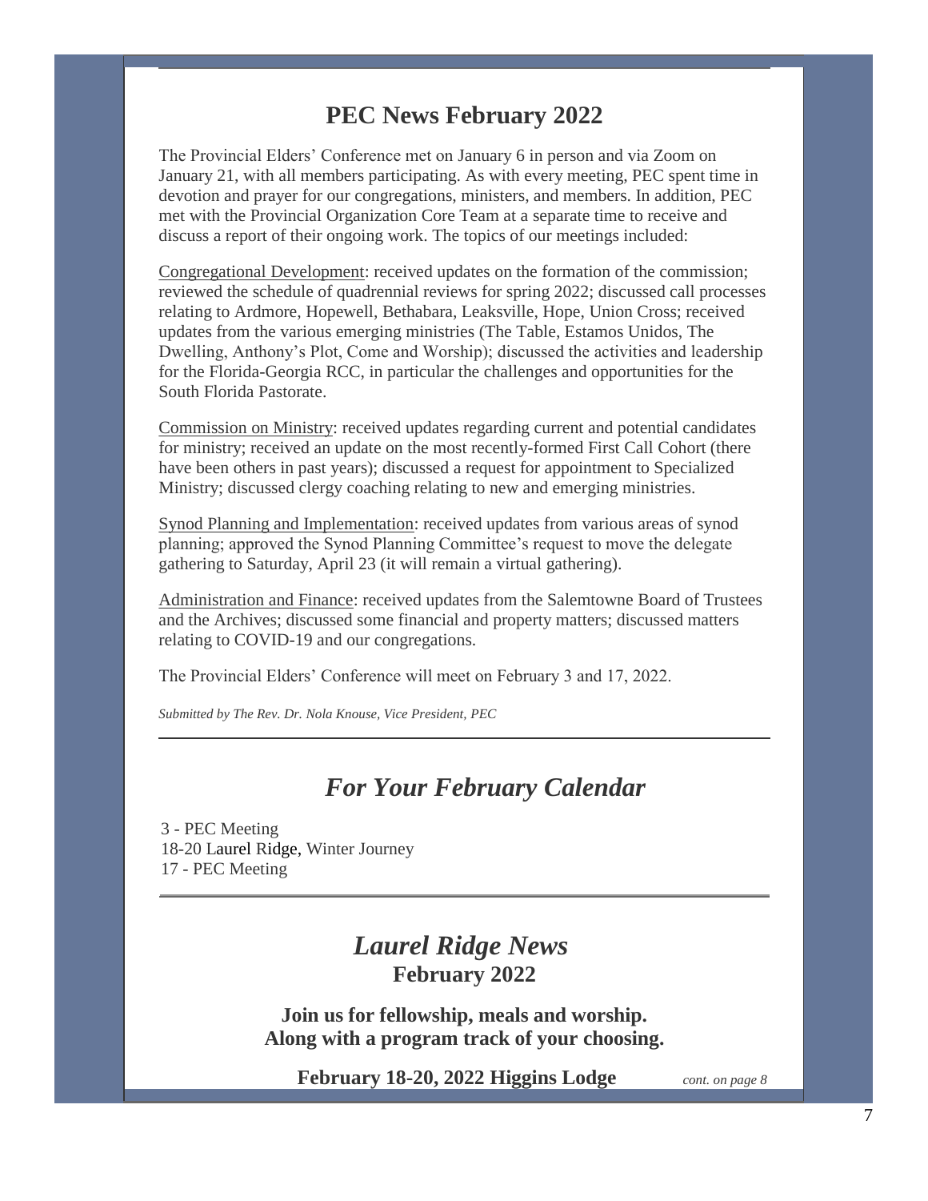## PEC News February 2022

The Provincial Elders' Conference met on January 6 in person and via Zoom on January 21, with all members participating. As with every meeting, PEC spent time in devotion and prayer for our congregations, ministers, and members. In addition, PEC met with the Provincial Organization Core Team at a separate time to receive and discuss a report of their ongoing work. The topics of our meetings included:

Congregational Development: received updates on the formation of the commission; reviewed the schedule of quadrennial reviews for spring 2022; discussed call processes relating to Ardmore, Hopewell, Bethabara, Leaksville, Hope, Union Cross; received updates from the various emerging ministries (The Table, Estamos Unidos, The Dwelling, Anthony's Plot, Come and Worship); discussed the activities and leadership for the Florida-Georgia RCC, in particular the challenges and opportunities for the South Florida Pastorate.

Commission on Ministry: received updates regarding current and potential candidates for ministry; received an update on the most recently-formed First Call Cohort (there have been others in past years); discussed a request for appointment to Specialized Ministry; discussed clergy coaching relating to new and emerging ministries.

Synod Planning and Implementation: received updates from various areas of synod planning; approved the Synod Planning Committee's request to move the delegate gathering to Saturday, April 23 (it will remain a virtual gathering).

Administration and Finance: received updates from the Salemtowne Board of Trustees and the Archives; discussed some financial and property matters; discussed matters relating to COVID-19 and our congregations.

The Provincial Elders' Conference will meet on February 3 and 17, 2022.

*Submitted by The Rev. Dr. Nola Knouse, Vice President, PEC*

---

## *For Your February Calendar*

3 - PEC Meeting
18-20 Laurel Ridge, Winter Journey
17 - PEC Meeting

---

## *Laurel Ridge News*

### February 2022

**Join us for fellowship, meals and worship.**
**Along with a program track of your choosing.**

**February 18-20, 2022 Higgins Lodge** *cont. on page 8*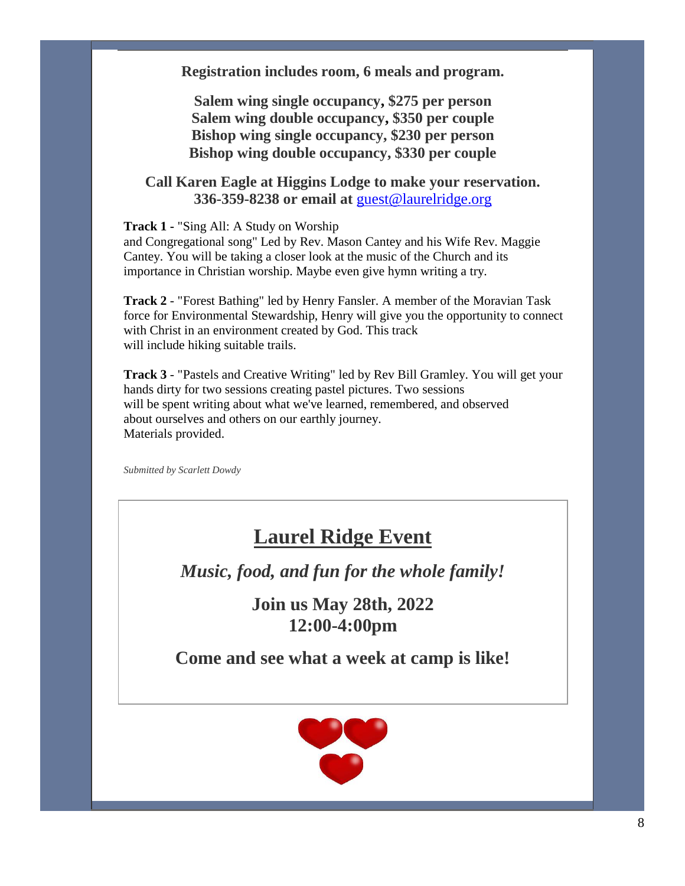**Registration includes room, 6 meals and program.**

**Salem wing single occupancy, $275 per person**
**Salem wing double occupancy, $350 per couple**
**Bishop wing single occupancy, $230 per person**
**Bishop wing double occupancy, $330 per couple**

**Call Karen Eagle at Higgins Lodge to make your reservation.**
**336-359-8238 or email at** guest@laurelridge.org

**Track 1** - "Sing All: A Study on Worship and Congregational song" Led by Rev. Mason Cantey and his Wife Rev. Maggie Cantey. You will be taking a closer look at the music of the Church and its importance in Christian worship. Maybe even give hymn writing a try.

**Track 2** - "Forest Bathing" led by Henry Fansler. A member of the Moravian Task force for Environmental Stewardship, Henry will give you the opportunity to connect with Christ in an environment created by God. This track will include hiking suitable trails.

**Track 3** - "Pastels and Creative Writing" led by Rev Bill Gramley. You will get your hands dirty for two sessions creating pastel pictures. Two sessions will be spent writing about what we've learned, remembered, and observed about ourselves and others on our earthly journey. Materials provided.

*Submitted by Scarlett Dowdy*

## Laurel Ridge Event

***Music, food, and fun for the whole family!***

**Join us May 28th, 2022**
**12:00-4:00pm**

**Come and see what a week at camp is like!**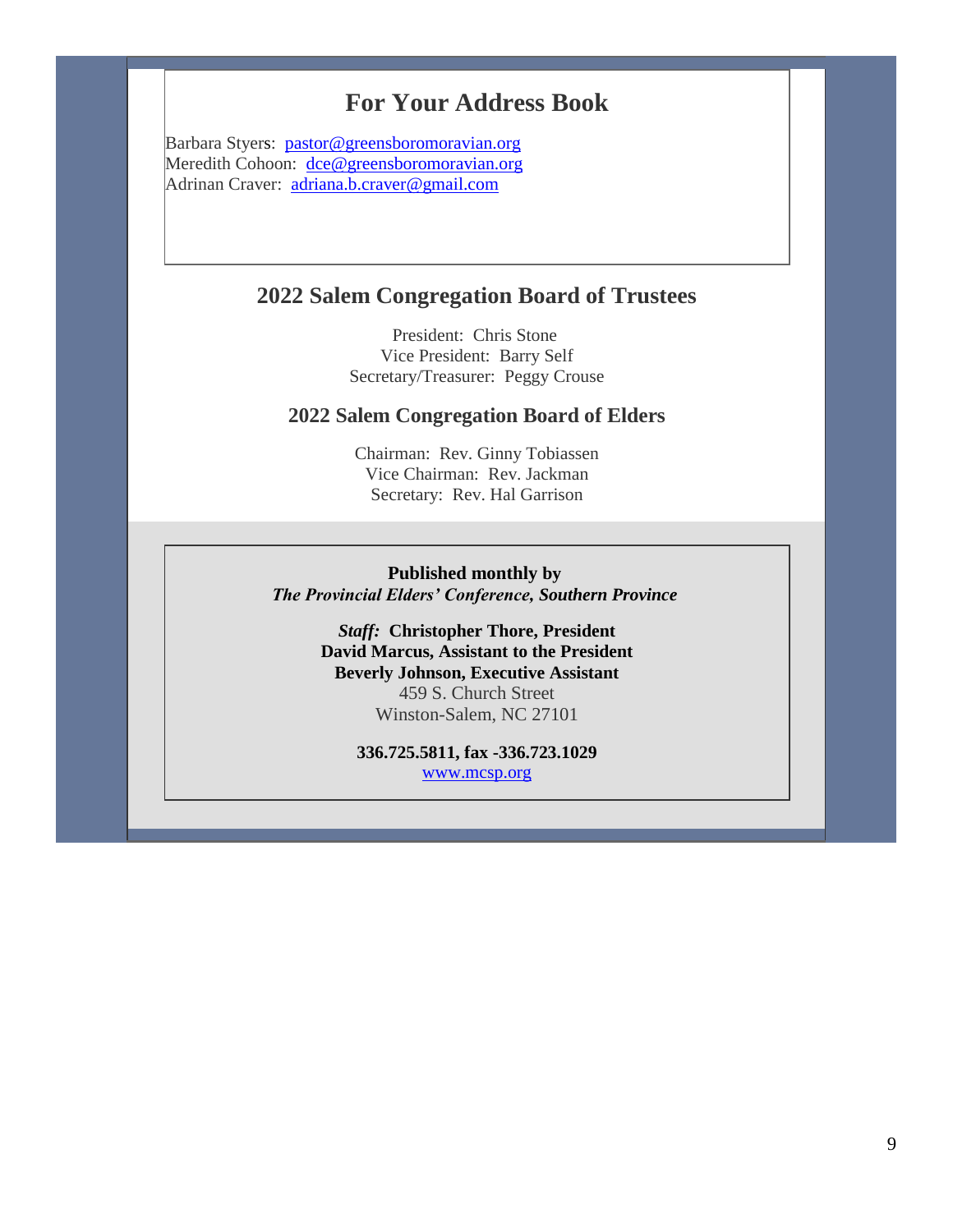## For Your Address Book

Barbara Styers: pastor@greensboromoravian.org
Meredith Cohoon: dce@greensboromoravian.org
Adrinan Craver: adriana.b.craver@gmail.com

## 2022 Salem Congregation Board of Trustees

President: Chris Stone
Vice President: Barry Self
Secretary/Treasurer: Peggy Crouse

## 2022 Salem Congregation Board of Elders

Chairman: Rev. Ginny Tobiassen
Vice Chairman: Rev. Jackman
Secretary: Rev. Hal Garrison

**Published monthly by**
***The Provincial Elders' Conference, Southern Province***

***Staff:*** **Christopher Thore, President**
**David Marcus, Assistant to the President**
**Beverly Johnson, Executive Assistant**
459 S. Church Street
Winston-Salem, NC 27101

**336.725.5811, fax -336.723.1029**
www.mcsp.org